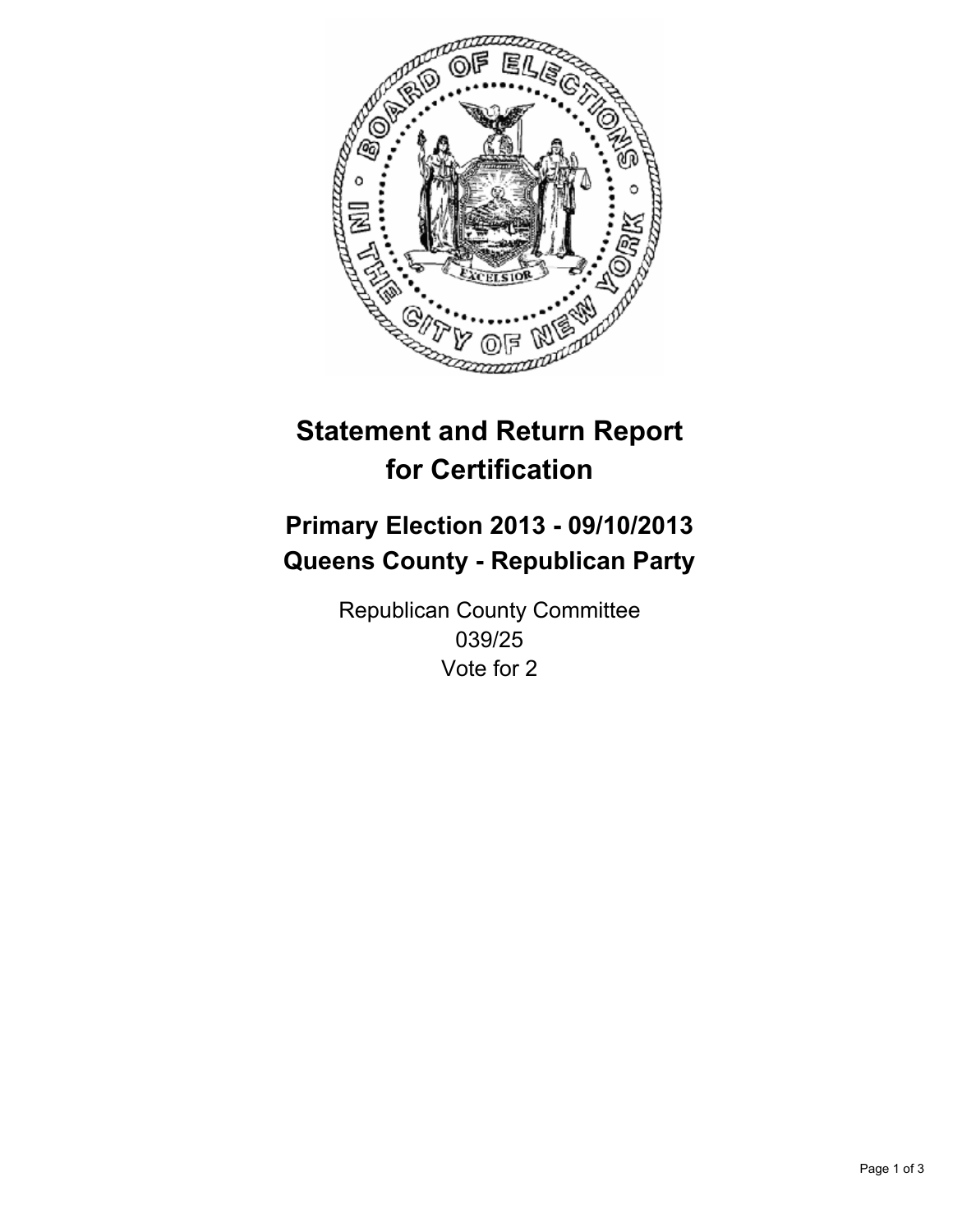# Statement and Return Report for Certification

## Primary Election 2013 - 09/10/2013
## Queens County - Republican Party

Republican County Committee
039/25
Vote for 2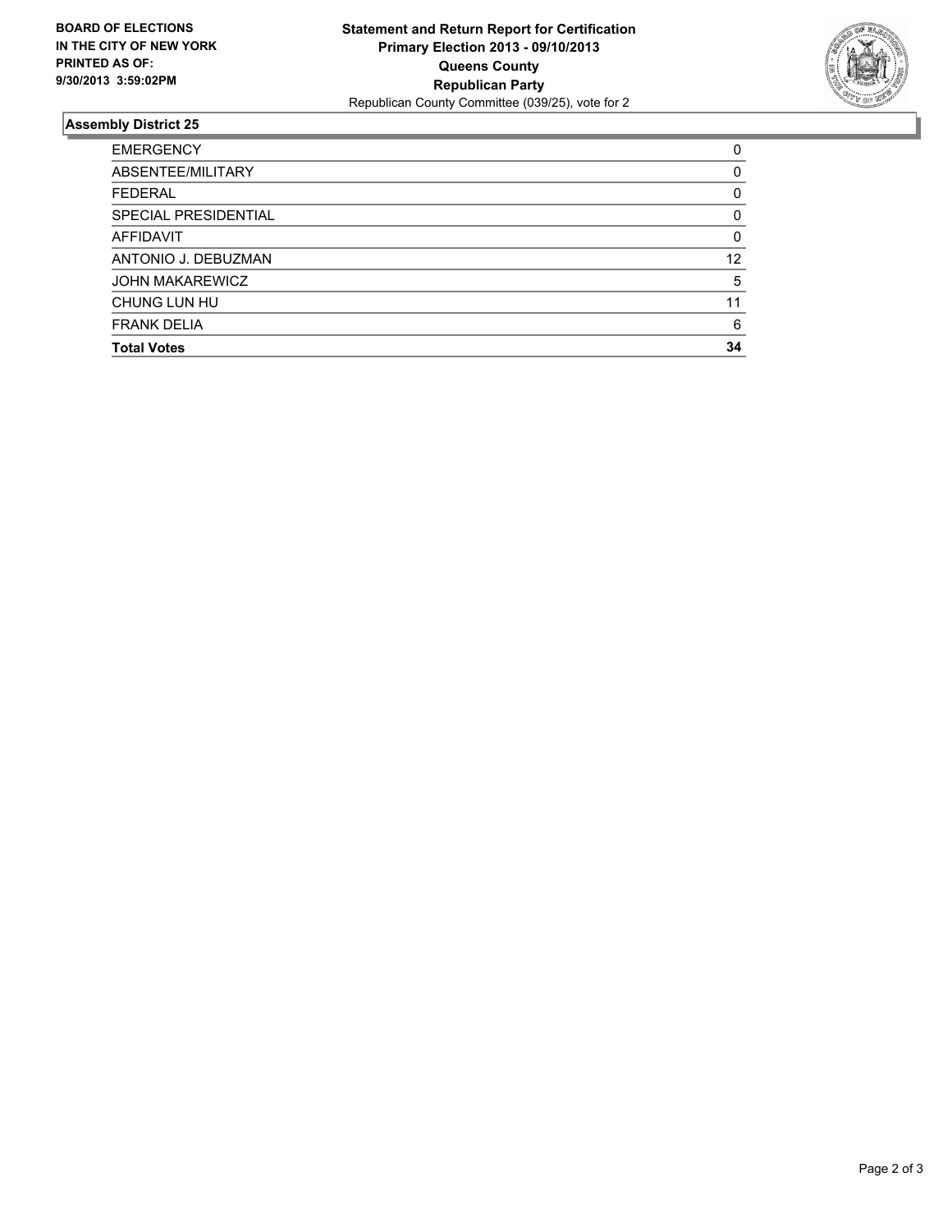**BOARD OF ELECTIONS IN THE CITY OF NEW YORK PRINTED AS OF: 9/30/2013 3:59:02PM**

**Statement and Return Report for Certification**
**Primary Election 2013 - 09/10/2013**
**Queens County**
**Republican Party**
Republican County Committee (039/25), vote for 2

## Assembly District 25

| | |
|---|---|
| EMERGENCY | 0 |
| ABSENTEE/MILITARY | 0 |
| FEDERAL | 0 |
| SPECIAL PRESIDENTIAL | 0 |
| AFFIDAVIT | 0 |
| ANTONIO J. DEBUZMAN | 12 |
| JOHN MAKAREWICZ | 5 |
| CHUNG LUN HU | 11 |
| FRANK DELIA | 6 |
| **Total Votes** | **34** |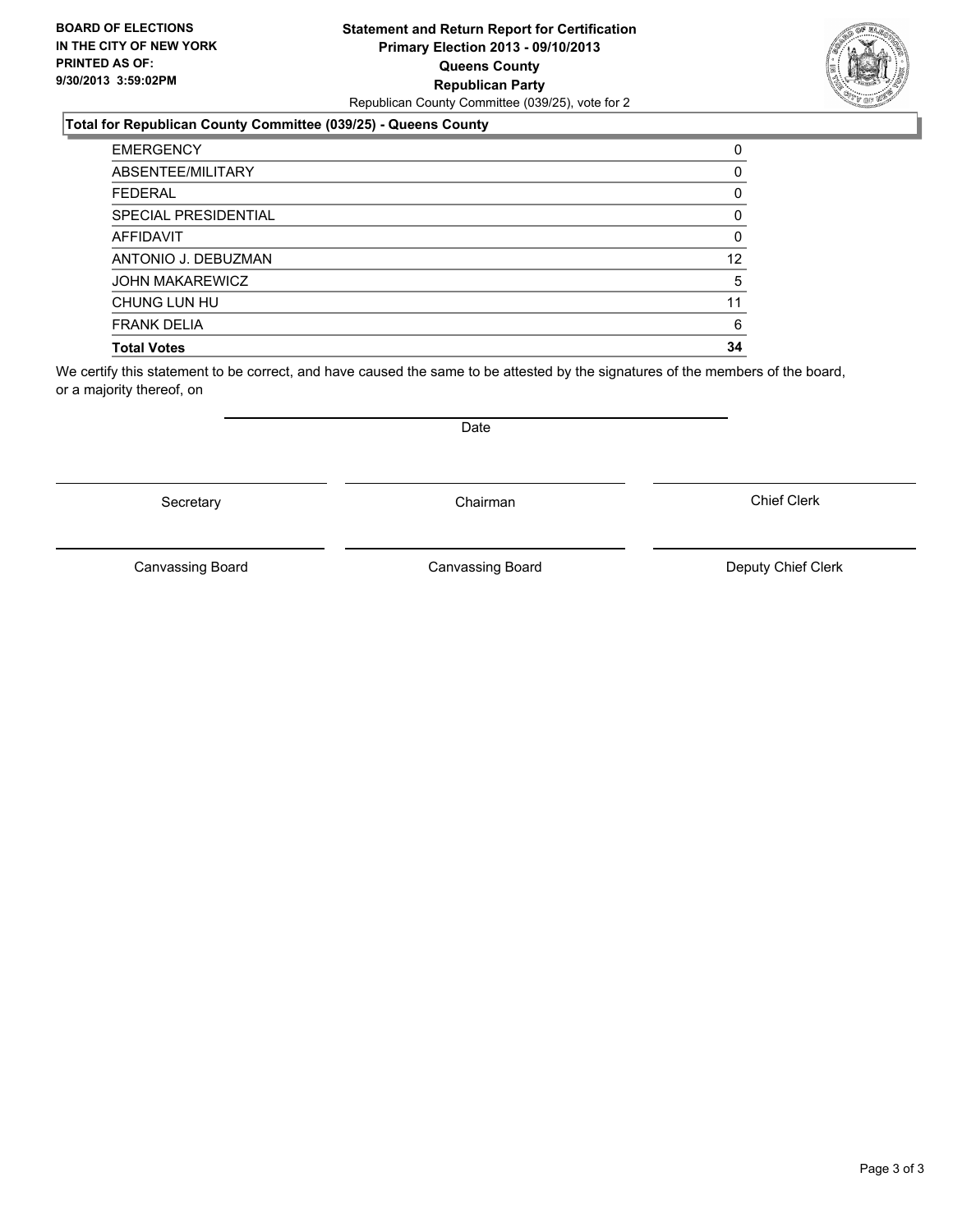**BOARD OF ELECTIONS IN THE CITY OF NEW YORK PRINTED AS OF: 9/30/2013 3:59:02PM**

**Statement and Return Report for Certification**
**Primary Election 2013 - 09/10/2013**
**Queens County**
**Republican Party**
Republican County Committee (039/25), vote for 2

### Total for Republican County Committee (039/25) - Queens County

| | |
|---|---|
| EMERGENCY | 0 |
| ABSENTEE/MILITARY | 0 |
| FEDERAL | 0 |
| SPECIAL PRESIDENTIAL | 0 |
| AFFIDAVIT | 0 |
| ANTONIO J. DEBUZMAN | 12 |
| JOHN MAKAREWICZ | 5 |
| CHUNG LUN HU | 11 |
| FRANK DELIA | 6 |
| **Total Votes** | **34** |

We certify this statement to be correct, and have caused the same to be attested by the signatures of the members of the board, or a majority thereof, on

Date

Secretary

Chairman

Chief Clerk

Canvassing Board

Canvassing Board

Deputy Chief Clerk